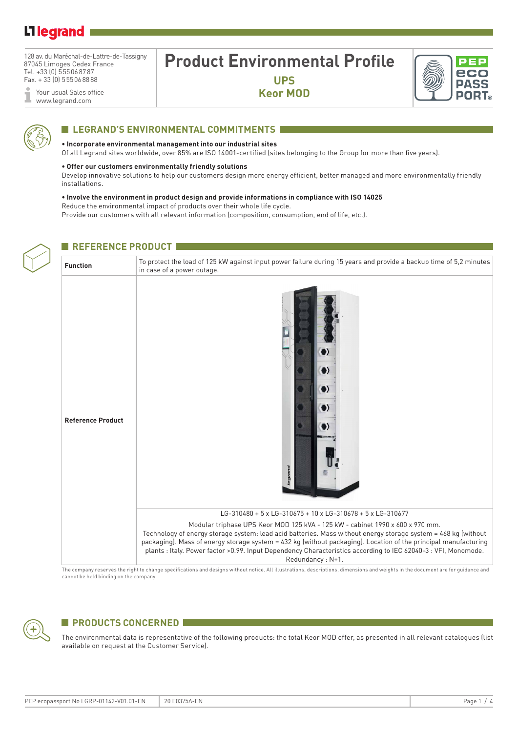128 av. du Maréchal-de-Lattre-de-Tassigny
87045 Limoges Cedex France
Tel. +33 (0) 5 55 06 87 87
Fax. + 33 (0) 5 55 06 88 88

Your usual Sales office
www.legrand.com

# Product Environmental Profile

## UPS
## Keor MOD

## LEGRAND'S ENVIRONMENTAL COMMITMENTS

**• Incorporate environmental management into our industrial sites**
Of all Legrand sites worldwide, over 85% are ISO 14001-certified (sites belonging to the Group for more than five years).

**• Offer our customers environmentally friendly solutions**
Develop innovative solutions to help our customers design more energy efficient, better managed and more environmentally friendly installations.

**• Involve the environment in product design and provide informations in compliance with ISO 14025**
Reduce the environmental impact of products over their whole life cycle.
Provide our customers with all relevant information (composition, consumption, end of life, etc.).

## REFERENCE PRODUCT

| | |
|---|---|
| **Function** | To protect the load of 125 kW against input power failure during 15 years and provide a backup time of 5,2 minutes in case of a power outage. |
| **Reference Product** | LG-310480 + 5 x LG-310675 + 10 x LG-310678 + 5 x LG-310677 |
| | Modular triphase UPS Keor MOD 125 kVA - 125 kW - cabinet 1990 x 600 x 970 mm. Technology of energy storage system: lead acid batteries. Mass without energy storage system = 468 kg (without packaging). Mass of energy storage system = 432 kg (without packaging). Location of the principal manufacturing plants : Italy. Power factor >0.99. Input Dependency Characteristics according to IEC 62040-3 : VFI, Monomode. Redundancy : N+1. |

The company reserves the right to change specifications and designs without notice. All illustrations, descriptions, dimensions and weights in the document are for guidance and cannot be held binding on the company.

## PRODUCTS CONCERNED

The environmental data is representative of the following products: the total Keor MOD offer, as presented in all relevant catalogues (list available on request at the Customer Service).

PEP ecopassport No LGRP-01142-V01.01-EN | 20 E0375A-EN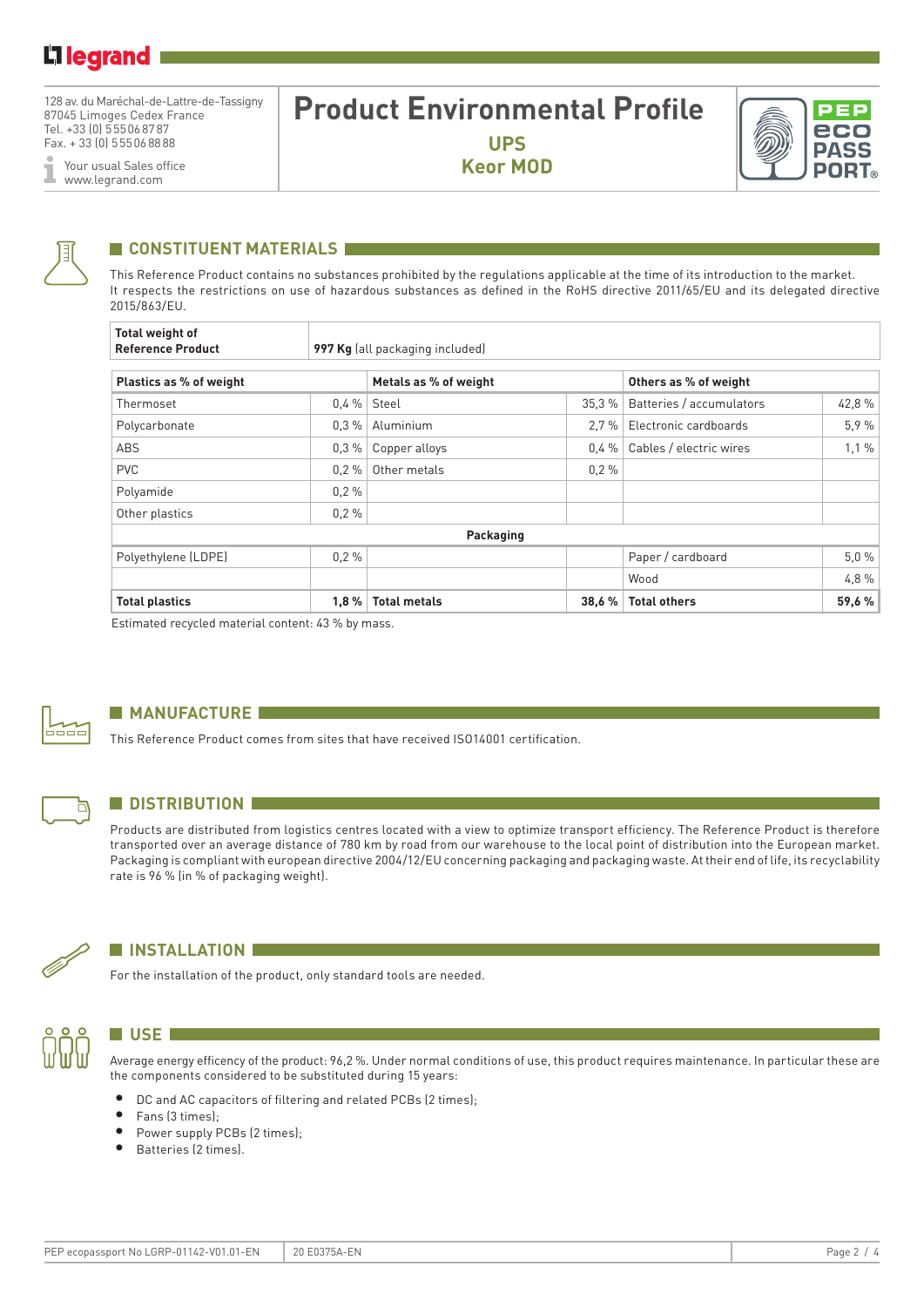# Product Environmental Profile

**UPS**
**Keor MOD**

128 av. du Maréchal-de-Lattre-de-Tassigny
87045 Limoges Cedex France
Tel. +33 (0) 5 55 06 87 87
Fax. + 33 (0) 5 55 06 88 88

Your usual Sales office
www.legrand.com

## CONSTITUENT MATERIALS

This Reference Product contains no substances prohibited by the regulations applicable at the time of its introduction to the market. It respects the restrictions on use of hazardous substances as defined in the RoHS directive 2011/65/EU and its delegated directive 2015/863/EU.

| **Total weight of Reference Product** | **997 Kg** (all packaging included) |
|---|---|

| **Plastics as % of weight** | | **Metals as % of weight** | | **Others as % of weight** | |
|---|---|---|---|---|---|
| Thermoset | 0,4 % | Steel | 35,3 % | Batteries / accumulators | 42,8 % |
| Polycarbonate | 0,3 % | Aluminium | 2,7 % | Electronic cardboards | 5,9 % |
| ABS | 0,3 % | Copper alloys | 0,4 % | Cables / electric wires | 1,1 % |
| PVC | 0,2 % | Other metals | 0,2 % | | |
| Polyamide | 0,2 % | | | | |
| Other plastics | 0,2 % | | | | |
| | | **Packaging** | | | |
| Polyethylene (LDPE) | 0,2 % | | | Paper / cardboard | 5,0 % |
| | | | | Wood | 4,8 % |
| **Total plastics** | **1,8 %** | **Total metals** | **38,6 %** | **Total others** | **59,6 %** |

Estimated recycled material content: 43 % by mass.

## MANUFACTURE

This Reference Product comes from sites that have received ISO14001 certification.

## DISTRIBUTION

Products are distributed from logistics centres located with a view to optimize transport efficiency. The Reference Product is therefore transported over an average distance of 780 km by road from our warehouse to the local point of distribution into the European market. Packaging is compliant with european directive 2004/12/EU concerning packaging and packaging waste. At their end of life, its recyclability rate is 96 % (in % of packaging weight).

## INSTALLATION

For the installation of the product, only standard tools are needed.

## USE

Average energy efficency of the product: 96,2 %. Under normal conditions of use, this product requires maintenance. In particular these are the components considered to be substituted during 15 years:

- DC and AC capacitors of filtering and related PCBs (2 times);
- Fans (3 times);
- Power supply PCBs (2 times);
- Batteries (2 times).

PEP ecopassport No LGRP-01142-V01.01-EN | 20 E0375A-EN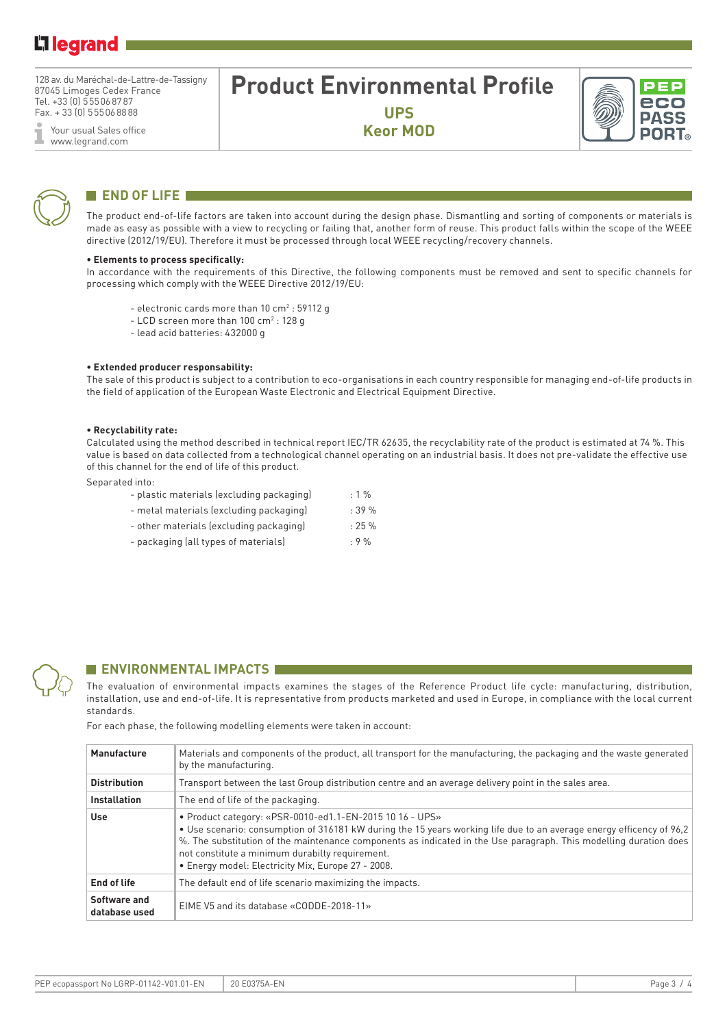128 av. du Maréchal-de-Lattre-de-Tassigny
87045 Limoges Cedex France
Tel. +33 (0) 5 55 06 87 87
Fax. + 33 (0) 5 55 06 88 88

Your usual Sales office
www.legrand.com

# Product Environmental Profile

## UPS
## Keor MOD

## END OF LIFE

The product end-of-life factors are taken into account during the design phase. Dismantling and sorting of components or materials is made as easy as possible with a view to recycling or failing that, another form of reuse. This product falls within the scope of the WEEE directive (2012/19/EU). Therefore it must be processed through local WEEE recycling/recovery channels.

**• Elements to process specifically:**

In accordance with the requirements of this Directive, the following components must be removed and sent to specific channels for processing which comply with the WEEE Directive 2012/19/EU:

- electronic cards more than 10 cm² : 59112 g
- LCD screen more than 100 cm² : 128 g
- lead acid batteries: 432000 g

**• Extended producer responsability:**

The sale of this product is subject to a contribution to eco-organisations in each country responsible for managing end-of-life products in the field of application of the European Waste Electronic and Electrical Equipment Directive.

**• Recyclability rate:**

Calculated using the method described in technical report IEC/TR 62635, the recyclability rate of the product is estimated at 74 %. This value is based on data collected from a technological channel operating on an industrial basis. It does not pre-validate the effective use of this channel for the end of life of this product.

Separated into:

- plastic materials (excluding packaging) : 1 %
- metal materials (excluding packaging) : 39 %
- other materials (excluding packaging) : 25 %
- packaging (all types of materials) : 9 %

## ENVIRONMENTAL IMPACTS

The evaluation of environmental impacts examines the stages of the Reference Product life cycle: manufacturing, distribution, installation, use and end-of-life. It is representative from products marketed and used in Europe, in compliance with the local current standards.

For each phase, the following modelling elements were taken in account:

| | |
|---|---|
| **Manufacture** | Materials and components of the product, all transport for the manufacturing, the packaging and the waste generated by the manufacturing. |
| **Distribution** | Transport between the last Group distribution centre and an average delivery point in the sales area. |
| **Installation** | The end of life of the packaging. |
| **Use** | • Product category: «PSR-0010-ed1.1-EN-2015 10 16 - UPS» • Use scenario: consumption of 316181 kW during the 15 years working life due to an average energy efficency of 96,2 %. The substitution of the maintenance components as indicated in the Use paragraph. This modelling duration does not constitute a minimum durabilty requirement. • Energy model: Electricity Mix, Europe 27 - 2008. |
| **End of life** | The default end of life scenario maximizing the impacts. |
| **Software and database used** | EIME V5 and its database «CODDE-2018-11» |

PEP ecopassport No LGRP-01142-V01.01-EN | 20 E0375A-EN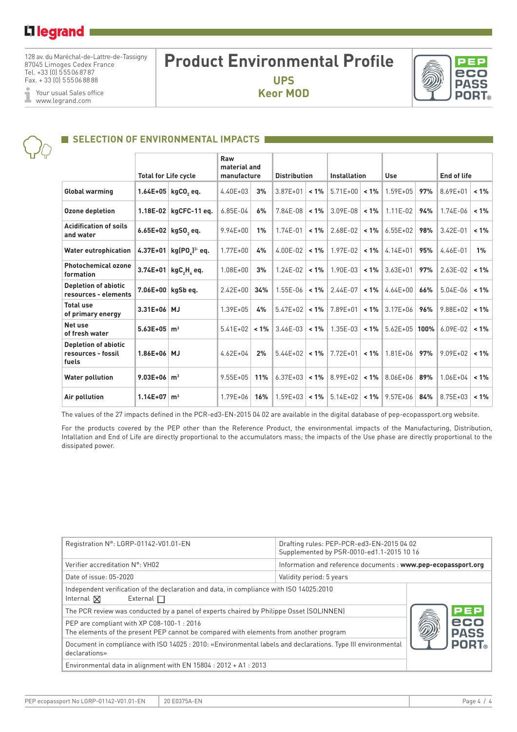# Product Environmental Profile

**UPS**
**Keor MOD**

128 av. du Maréchal-de-Lattre-de-Tassigny
87045 Limoges Cedex France
Tel. +33 (0) 5 55 06 87 87
Fax. + 33 (0) 5 55 06 88 88

Your usual Sales office
www.legrand.com

## SELECTION OF ENVIRONMENTAL IMPACTS

| | Total for Life cycle | | Raw material and manufacture | | Distribution | | Installation | | Use | | End of life | |
|---|---|---|---|---|---|---|---|---|---|---|---|---|
| **Global warming** | **1.64E+05** | **kg$CO_2$ eq.** | 4.40E+03 | **3%** | 3.87E+01 | **< 1%** | 5.71E+00 | **< 1%** | 1.59E+05 | **97%** | 8.69E+01 | **< 1%** |
| **Ozone depletion** | **1.18E-02** | **kgCFC-11 eq.** | 6.85E-04 | **6%** | 7.84E-08 | **< 1%** | 3.09E-08 | **< 1%** | 1.11E-02 | **94%** | 1.74E-06 | **< 1%** |
| **Acidification of soils and water** | **6.65E+02** | **kg$SO_2$ eq.** | 9.94E+00 | **1%** | 1.74E-01 | **< 1%** | 2.68E-02 | **< 1%** | 6.55E+02 | **98%** | 3.42E-01 | **< 1%** |
| **Water eutrophication** | **4.37E+01** | **kg$(PO_4)^{3-}$ eq.** | 1.77E+00 | **4%** | 4.00E-02 | **< 1%** | 1.97E-02 | **< 1%** | 4.14E+01 | **95%** | 4.46E-01 | **1%** |
| **Photochemical ozone formation** | **3.74E+01** | **kg$C_2H_4$ eq.** | 1.08E+00 | **3%** | 1.24E-02 | **< 1%** | 1.90E-03 | **< 1%** | 3.63E+01 | **97%** | 2.63E-02 | **< 1%** |
| **Depletion of abiotic resources - elements** | **7.06E+00** | **kgSb eq.** | 2.42E+00 | **34%** | 1.55E-06 | **< 1%** | 2.44E-07 | **< 1%** | 4.64E+00 | **66%** | 5.04E-06 | **< 1%** |
| **Total use of primary energy** | **3.31E+06** | **MJ** | 1.39E+05 | **4%** | 5.47E+02 | **< 1%** | 7.89E+01 | **< 1%** | 3.17E+06 | **96%** | 9.88E+02 | **< 1%** |
| **Net use of fresh water** | **5.63E+05** | **$m^3$** | 5.41E+02 | **< 1%** | 3.46E-03 | **< 1%** | 1.35E-03 | **< 1%** | 5.62E+05 | **100%** | 6.09E-02 | **< 1%** |
| **Depletion of abiotic resources - fossil fuels** | **1.86E+06** | **MJ** | 4.62E+04 | **2%** | 5.44E+02 | **< 1%** | 7.72E+01 | **< 1%** | 1.81E+06 | **97%** | 9.09E+02 | **< 1%** |
| **Water pollution** | **9.03E+06** | **$m^3$** | 9.55E+05 | **11%** | 6.37E+03 | **< 1%** | 8.99E+02 | **< 1%** | 8.06E+06 | **89%** | 1.06E+04 | **< 1%** |
| **Air pollution** | **1.14E+07** | **$m^3$** | 1.79E+06 | **16%** | 1.59E+03 | **< 1%** | 5.14E+02 | **< 1%** | 9.57E+06 | **84%** | 8.75E+03 | **< 1%** |

The values of the 27 impacts defined in the PCR-ed3-EN-2015 04 02 are available in the digital database of pep-ecopassport.org website.

For the products covered by the PEP other than the Reference Product, the environmental impacts of the Manufacturing, Distribution, Intallation and End of Life are directly proportional to the accumulators mass; the impacts of the Use phase are directly proportional to the dissipated power.

| | |
|---|---|
| Registration N°: LGRP-01142-V01.01-EN | Drafting rules: PEP-PCR-ed3-EN-2015 04 02 Supplemented by PSR-0010-ed1.1-2015 10 16 |
| Verifier accreditation N°: VH02 | Information and reference documents : **www.pep-ecopassport.org** |
| Date of issue: 05-2020 | Validity period: 5 years |
| Independent verification of the declaration and data, in compliance with ISO 14025:2010 Internal ☒ External ☐ | |
| The PCR review was conducted by a panel of experts chaired by Philippe Osset (SOLINNEN) | |
| PEP are compliant with XP C08-100-1 : 2016 The elements of the present PEP cannot be compared with elements from another program | |
| Document in compliance with ISO 14025 : 2010: «Environmental labels and declarations. Type III environmental declarations» | |
| Environmental data in alignment with EN 15804 : 2012 + A1 : 2013 | |

PEP ecopassport No LGRP-01142-V01.01-EN | 20 E0375A-EN